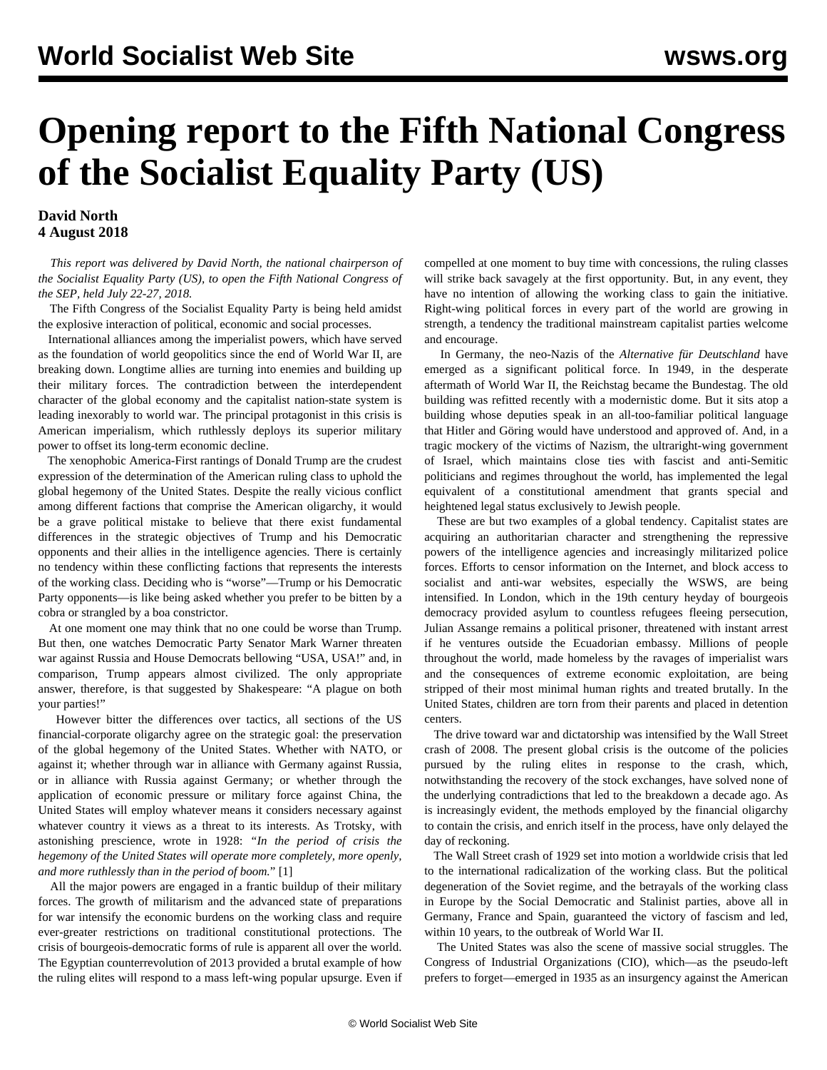# Opening report to the Fifth National Congress of the Socialist Equality Party (US)

**David North**
**4 August 2018**

*This report was delivered by David North, the national chairperson of the Socialist Equality Party (US), to open the Fifth National Congress of the SEP, held July 22-27, 2018.*

The Fifth Congress of the Socialist Equality Party is being held amidst the explosive interaction of political, economic and social processes.

International alliances among the imperialist powers, which have served as the foundation of world geopolitics since the end of World War II, are breaking down. Longtime allies are turning into enemies and building up their military forces. The contradiction between the interdependent character of the global economy and the capitalist nation-state system is leading inexorably to world war. The principal protagonist in this crisis is American imperialism, which ruthlessly deploys its superior military power to offset its long-term economic decline.

The xenophobic America-First rantings of Donald Trump are the crudest expression of the determination of the American ruling class to uphold the global hegemony of the United States. Despite the really vicious conflict among different factions that comprise the American oligarchy, it would be a grave political mistake to believe that there exist fundamental differences in the strategic objectives of Trump and his Democratic opponents and their allies in the intelligence agencies. There is certainly no tendency within these conflicting factions that represents the interests of the working class. Deciding who is "worse"—Trump or his Democratic Party opponents—is like being asked whether you prefer to be bitten by a cobra or strangled by a boa constrictor.

At one moment one may think that no one could be worse than Trump. But then, one watches Democratic Party Senator Mark Warner threaten war against Russia and House Democrats bellowing "USA, USA!" and, in comparison, Trump appears almost civilized. The only appropriate answer, therefore, is that suggested by Shakespeare: "A plague on both your parties!"

However bitter the differences over tactics, all sections of the US financial-corporate oligarchy agree on the strategic goal: the preservation of the global hegemony of the United States. Whether with NATO, or against it; whether through war in alliance with Germany against Russia, or in alliance with Russia against Germany; or whether through the application of economic pressure or military force against China, the United States will employ whatever means it considers necessary against whatever country it views as a threat to its interests. As Trotsky, with astonishing prescience, wrote in 1928: "*In the period of crisis the hegemony of the United States will operate more completely, more openly, and more ruthlessly than in the period of boom.*" [1]

All the major powers are engaged in a frantic buildup of their military forces. The growth of militarism and the advanced state of preparations for war intensify the economic burdens on the working class and require ever-greater restrictions on traditional constitutional protections. The crisis of bourgeois-democratic forms of rule is apparent all over the world. The Egyptian counterrevolution of 2013 provided a brutal example of how the ruling elites will respond to a mass left-wing popular upsurge. Even if compelled at one moment to buy time with concessions, the ruling classes will strike back savagely at the first opportunity. But, in any event, they have no intention of allowing the working class to gain the initiative. Right-wing political forces in every part of the world are growing in strength, a tendency the traditional mainstream capitalist parties welcome and encourage.

In Germany, the neo-Nazis of the *Alternative für Deutschland* have emerged as a significant political force. In 1949, in the desperate aftermath of World War II, the Reichstag became the Bundestag. The old building was refitted recently with a modernistic dome. But it sits atop a building whose deputies speak in an all-too-familiar political language that Hitler and Göring would have understood and approved of. And, in a tragic mockery of the victims of Nazism, the ultraright-wing government of Israel, which maintains close ties with fascist and anti-Semitic politicians and regimes throughout the world, has implemented the legal equivalent of a constitutional amendment that grants special and heightened legal status exclusively to Jewish people.

These are but two examples of a global tendency. Capitalist states are acquiring an authoritarian character and strengthening the repressive powers of the intelligence agencies and increasingly militarized police forces. Efforts to censor information on the Internet, and block access to socialist and anti-war websites, especially the WSWS, are being intensified. In London, which in the 19th century heyday of bourgeois democracy provided asylum to countless refugees fleeing persecution, Julian Assange remains a political prisoner, threatened with instant arrest if he ventures outside the Ecuadorian embassy. Millions of people throughout the world, made homeless by the ravages of imperialist wars and the consequences of extreme economic exploitation, are being stripped of their most minimal human rights and treated brutally. In the United States, children are torn from their parents and placed in detention centers.

The drive toward war and dictatorship was intensified by the Wall Street crash of 2008. The present global crisis is the outcome of the policies pursued by the ruling elites in response to the crash, which, notwithstanding the recovery of the stock exchanges, have solved none of the underlying contradictions that led to the breakdown a decade ago. As is increasingly evident, the methods employed by the financial oligarchy to contain the crisis, and enrich itself in the process, have only delayed the day of reckoning.

The Wall Street crash of 1929 set into motion a worldwide crisis that led to the international radicalization of the working class. But the political degeneration of the Soviet regime, and the betrayals of the working class in Europe by the Social Democratic and Stalinist parties, above all in Germany, France and Spain, guaranteed the victory of fascism and led, within 10 years, to the outbreak of World War II.

The United States was also the scene of massive social struggles. The Congress of Industrial Organizations (CIO), which—as the pseudo-left prefers to forget—emerged in 1935 as an insurgency against the American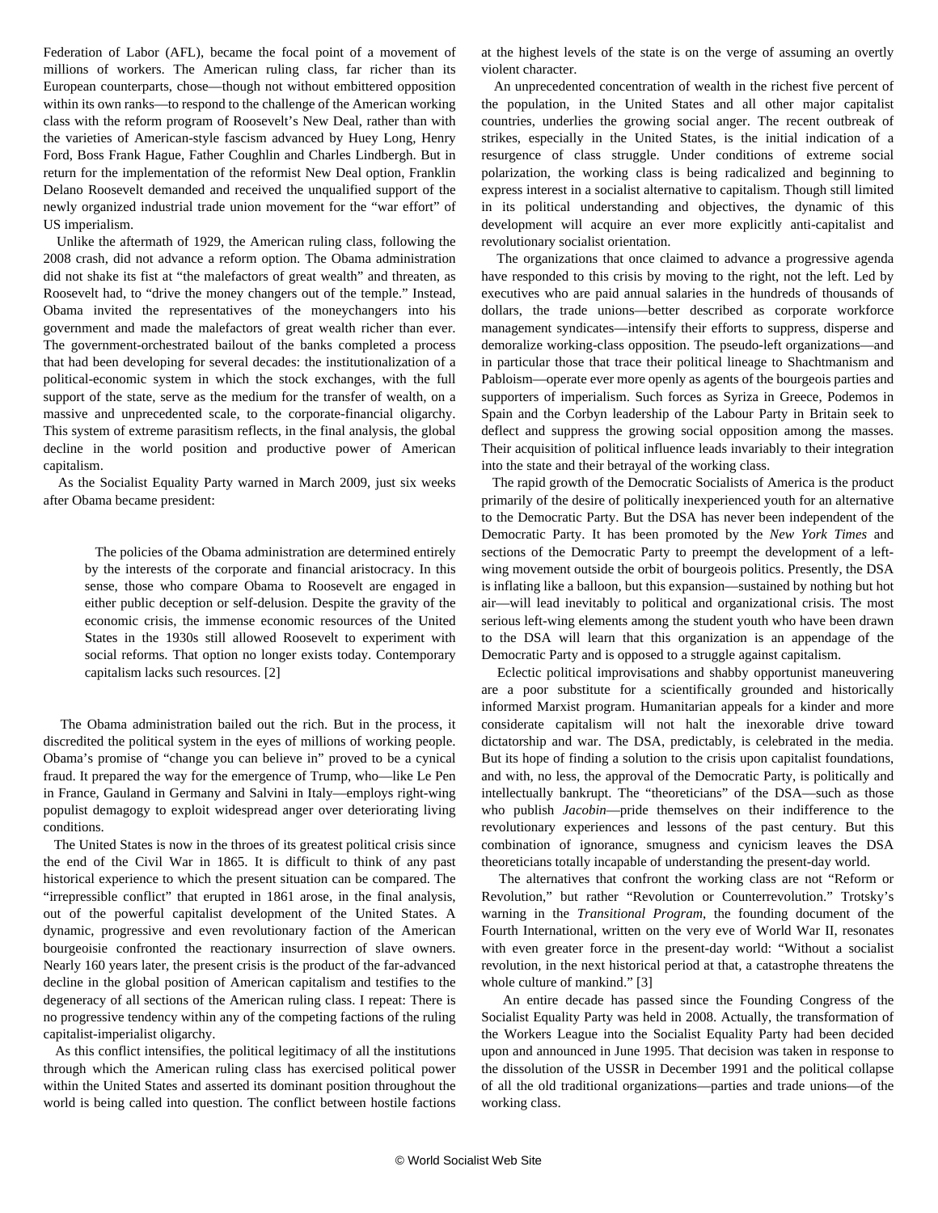Federation of Labor (AFL), became the focal point of a movement of millions of workers. The American ruling class, far richer than its European counterparts, chose—though not without embittered opposition within its own ranks—to respond to the challenge of the American working class with the reform program of Roosevelt's New Deal, rather than with the varieties of American-style fascism advanced by Huey Long, Henry Ford, Boss Frank Hague, Father Coughlin and Charles Lindbergh. But in return for the implementation of the reformist New Deal option, Franklin Delano Roosevelt demanded and received the unqualified support of the newly organized industrial trade union movement for the "war effort" of US imperialism.

Unlike the aftermath of 1929, the American ruling class, following the 2008 crash, did not advance a reform option. The Obama administration did not shake its fist at "the malefactors of great wealth" and threaten, as Roosevelt had, to "drive the money changers out of the temple." Instead, Obama invited the representatives of the moneychangers into his government and made the malefactors of great wealth richer than ever. The government-orchestrated bailout of the banks completed a process that had been developing for several decades: the institutionalization of a political-economic system in which the stock exchanges, with the full support of the state, serve as the medium for the transfer of wealth, on a massive and unprecedented scale, to the corporate-financial oligarchy. This system of extreme parasitism reflects, in the final analysis, the global decline in the world position and productive power of American capitalism.

As the Socialist Equality Party warned in March 2009, just six weeks after Obama became president:

> The policies of the Obama administration are determined entirely by the interests of the corporate and financial aristocracy. In this sense, those who compare Obama to Roosevelt are engaged in either public deception or self-delusion. Despite the gravity of the economic crisis, the immense economic resources of the United States in the 1930s still allowed Roosevelt to experiment with social reforms. That option no longer exists today. Contemporary capitalism lacks such resources. [2]

The Obama administration bailed out the rich. But in the process, it discredited the political system in the eyes of millions of working people. Obama's promise of "change you can believe in" proved to be a cynical fraud. It prepared the way for the emergence of Trump, who—like Le Pen in France, Gauland in Germany and Salvini in Italy—employs right-wing populist demagogy to exploit widespread anger over deteriorating living conditions.

The United States is now in the throes of its greatest political crisis since the end of the Civil War in 1865. It is difficult to think of any past historical experience to which the present situation can be compared. The "irrepressible conflict" that erupted in 1861 arose, in the final analysis, out of the powerful capitalist development of the United States. A dynamic, progressive and even revolutionary faction of the American bourgeoisie confronted the reactionary insurrection of slave owners. Nearly 160 years later, the present crisis is the product of the far-advanced decline in the global position of American capitalism and testifies to the degeneracy of all sections of the American ruling class. I repeat: There is no progressive tendency within any of the competing factions of the ruling capitalist-imperialist oligarchy.

As this conflict intensifies, the political legitimacy of all the institutions through which the American ruling class has exercised political power within the United States and asserted its dominant position throughout the world is being called into question. The conflict between hostile factions at the highest levels of the state is on the verge of assuming an overtly violent character.

An unprecedented concentration of wealth in the richest five percent of the population, in the United States and all other major capitalist countries, underlies the growing social anger. The recent outbreak of strikes, especially in the United States, is the initial indication of a resurgence of class struggle. Under conditions of extreme social polarization, the working class is being radicalized and beginning to express interest in a socialist alternative to capitalism. Though still limited in its political understanding and objectives, the dynamic of this development will acquire an ever more explicitly anti-capitalist and revolutionary socialist orientation.

The organizations that once claimed to advance a progressive agenda have responded to this crisis by moving to the right, not the left. Led by executives who are paid annual salaries in the hundreds of thousands of dollars, the trade unions—better described as corporate workforce management syndicates—intensify their efforts to suppress, disperse and demoralize working-class opposition. The pseudo-left organizations—and in particular those that trace their political lineage to Shachtmanism and Pabloism—operate ever more openly as agents of the bourgeois parties and supporters of imperialism. Such forces as Syriza in Greece, Podemos in Spain and the Corbyn leadership of the Labour Party in Britain seek to deflect and suppress the growing social opposition among the masses. Their acquisition of political influence leads invariably to their integration into the state and their betrayal of the working class.

The rapid growth of the Democratic Socialists of America is the product primarily of the desire of politically inexperienced youth for an alternative to the Democratic Party. But the DSA has never been independent of the Democratic Party. It has been promoted by the *New York Times* and sections of the Democratic Party to preempt the development of a left-wing movement outside the orbit of bourgeois politics. Presently, the DSA is inflating like a balloon, but this expansion—sustained by nothing but hot air—will lead inevitably to political and organizational crisis. The most serious left-wing elements among the student youth who have been drawn to the DSA will learn that this organization is an appendage of the Democratic Party and is opposed to a struggle against capitalism.

Eclectic political improvisations and shabby opportunist maneuvering are a poor substitute for a scientifically grounded and historically informed Marxist program. Humanitarian appeals for a kinder and more considerate capitalism will not halt the inexorable drive toward dictatorship and war. The DSA, predictably, is celebrated in the media. But its hope of finding a solution to the crisis upon capitalist foundations, and with, no less, the approval of the Democratic Party, is politically and intellectually bankrupt. The "theoreticians" of the DSA—such as those who publish *Jacobin*—pride themselves on their indifference to the revolutionary experiences and lessons of the past century. But this combination of ignorance, smugness and cynicism leaves the DSA theoreticians totally incapable of understanding the present-day world.

The alternatives that confront the working class are not "Reform or Revolution," but rather "Revolution or Counterrevolution." Trotsky's warning in the *Transitional Program*, the founding document of the Fourth International, written on the very eve of World War II, resonates with even greater force in the present-day world: "Without a socialist revolution, in the next historical period at that, a catastrophe threatens the whole culture of mankind." [3]

An entire decade has passed since the Founding Congress of the Socialist Equality Party was held in 2008. Actually, the transformation of the Workers League into the Socialist Equality Party had been decided upon and announced in June 1995. That decision was taken in response to the dissolution of the USSR in December 1991 and the political collapse of all the old traditional organizations—parties and trade unions—of the working class.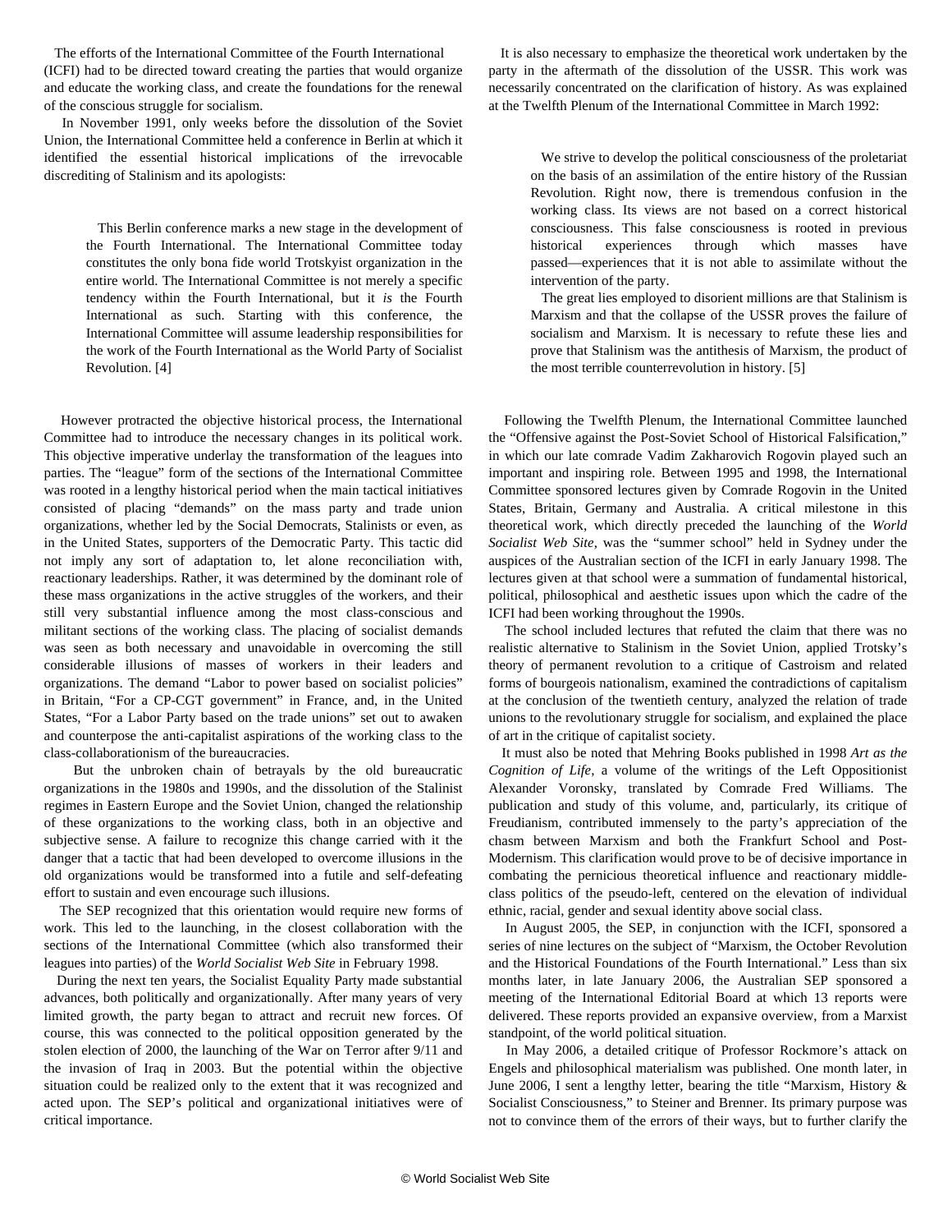The efforts of the International Committee of the Fourth International (ICFI) had to be directed toward creating the parties that would organize and educate the working class, and create the foundations for the renewal of the conscious struggle for socialism.

In November 1991, only weeks before the dissolution of the Soviet Union, the International Committee held a conference in Berlin at which it identified the essential historical implications of the irrevocable discrediting of Stalinism and its apologists:

> This Berlin conference marks a new stage in the development of the Fourth International. The International Committee today constitutes the only bona fide world Trotskyist organization in the entire world. The International Committee is not merely a specific tendency within the Fourth International, but it *is* the Fourth International as such. Starting with this conference, the International Committee will assume leadership responsibilities for the work of the Fourth International as the World Party of Socialist Revolution. [4]

However protracted the objective historical process, the International Committee had to introduce the necessary changes in its political work. This objective imperative underlay the transformation of the leagues into parties. The "league" form of the sections of the International Committee was rooted in a lengthy historical period when the main tactical initiatives consisted of placing "demands" on the mass party and trade union organizations, whether led by the Social Democrats, Stalinists or even, as in the United States, supporters of the Democratic Party. This tactic did not imply any sort of adaptation to, let alone reconciliation with, reactionary leaderships. Rather, it was determined by the dominant role of these mass organizations in the active struggles of the workers, and their still very substantial influence among the most class-conscious and militant sections of the working class. The placing of socialist demands was seen as both necessary and unavoidable in overcoming the still considerable illusions of masses of workers in their leaders and organizations. The demand "Labor to power based on socialist policies" in Britain, "For a CP-CGT government" in France, and, in the United States, "For a Labor Party based on the trade unions" set out to awaken and counterpose the anti-capitalist aspirations of the working class to the class-collaborationism of the bureaucracies.

But the unbroken chain of betrayals by the old bureaucratic organizations in the 1980s and 1990s, and the dissolution of the Stalinist regimes in Eastern Europe and the Soviet Union, changed the relationship of these organizations to the working class, both in an objective and subjective sense. A failure to recognize this change carried with it the danger that a tactic that had been developed to overcome illusions in the old organizations would be transformed into a futile and self-defeating effort to sustain and even encourage such illusions.

The SEP recognized that this orientation would require new forms of work. This led to the launching, in the closest collaboration with the sections of the International Committee (which also transformed their leagues into parties) of the *World Socialist Web Site* in February 1998.

During the next ten years, the Socialist Equality Party made substantial advances, both politically and organizationally. After many years of very limited growth, the party began to attract and recruit new forces. Of course, this was connected to the political opposition generated by the stolen election of 2000, the launching of the War on Terror after 9/11 and the invasion of Iraq in 2003. But the potential within the objective situation could be realized only to the extent that it was recognized and acted upon. The SEP's political and organizational initiatives were of critical importance.

It is also necessary to emphasize the theoretical work undertaken by the party in the aftermath of the dissolution of the USSR. This work was necessarily concentrated on the clarification of history. As was explained at the Twelfth Plenum of the International Committee in March 1992:

> We strive to develop the political consciousness of the proletariat on the basis of an assimilation of the entire history of the Russian Revolution. Right now, there is tremendous confusion in the working class. Its views are not based on a correct historical consciousness. This false consciousness is rooted in previous historical experiences through which masses have passed—experiences that it is not able to assimilate without the intervention of the party.
>
> The great lies employed to disorient millions are that Stalinism is Marxism and that the collapse of the USSR proves the failure of socialism and Marxism. It is necessary to refute these lies and prove that Stalinism was the antithesis of Marxism, the product of the most terrible counterrevolution in history. [5]

Following the Twelfth Plenum, the International Committee launched the "Offensive against the Post-Soviet School of Historical Falsification," in which our late comrade Vadim Zakharovich Rogovin played such an important and inspiring role. Between 1995 and 1998, the International Committee sponsored lectures given by Comrade Rogovin in the United States, Britain, Germany and Australia. A critical milestone in this theoretical work, which directly preceded the launching of the *World Socialist Web Site*, was the "summer school" held in Sydney under the auspices of the Australian section of the ICFI in early January 1998. The lectures given at that school were a summation of fundamental historical, political, philosophical and aesthetic issues upon which the cadre of the ICFI had been working throughout the 1990s.

The school included lectures that refuted the claim that there was no realistic alternative to Stalinism in the Soviet Union, applied Trotsky's theory of permanent revolution to a critique of Castroism and related forms of bourgeois nationalism, examined the contradictions of capitalism at the conclusion of the twentieth century, analyzed the relation of trade unions to the revolutionary struggle for socialism, and explained the place of art in the critique of capitalist society.

It must also be noted that Mehring Books published in 1998 *Art as the Cognition of Life*, a volume of the writings of the Left Oppositionist Alexander Voronsky, translated by Comrade Fred Williams. The publication and study of this volume, and, particularly, its critique of Freudianism, contributed immensely to the party's appreciation of the chasm between Marxism and both the Frankfurt School and Post-Modernism. This clarification would prove to be of decisive importance in combating the pernicious theoretical influence and reactionary middle-class politics of the pseudo-left, centered on the elevation of individual ethnic, racial, gender and sexual identity above social class.

In August 2005, the SEP, in conjunction with the ICFI, sponsored a series of nine lectures on the subject of "Marxism, the October Revolution and the Historical Foundations of the Fourth International." Less than six months later, in late January 2006, the Australian SEP sponsored a meeting of the International Editorial Board at which 13 reports were delivered. These reports provided an expansive overview, from a Marxist standpoint, of the world political situation.

In May 2006, a detailed critique of Professor Rockmore's attack on Engels and philosophical materialism was published. One month later, in June 2006, I sent a lengthy letter, bearing the title "Marxism, History & Socialist Consciousness," to Steiner and Brenner. Its primary purpose was not to convince them of the errors of their ways, but to further clarify the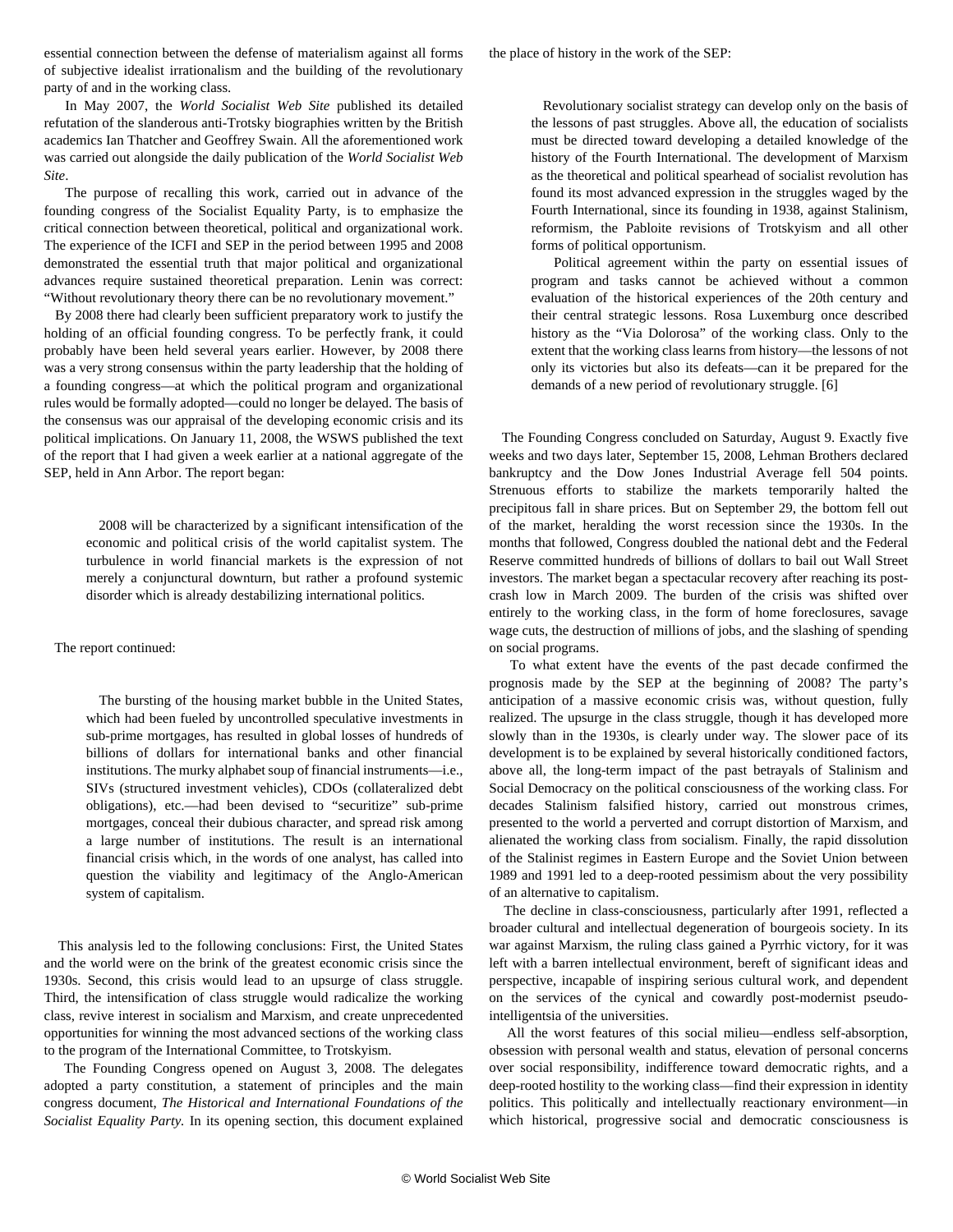essential connection between the defense of materialism against all forms of subjective idealist irrationalism and the building of the revolutionary party of and in the working class.

In May 2007, the *World Socialist Web Site* published its detailed refutation of the slanderous anti-Trotsky biographies written by the British academics Ian Thatcher and Geoffrey Swain. All the aforementioned work was carried out alongside the daily publication of the *World Socialist Web Site*.

The purpose of recalling this work, carried out in advance of the founding congress of the Socialist Equality Party, is to emphasize the critical connection between theoretical, political and organizational work. The experience of the ICFI and SEP in the period between 1995 and 2008 demonstrated the essential truth that major political and organizational advances require sustained theoretical preparation. Lenin was correct: "Without revolutionary theory there can be no revolutionary movement."

By 2008 there had clearly been sufficient preparatory work to justify the holding of an official founding congress. To be perfectly frank, it could probably have been held several years earlier. However, by 2008 there was a very strong consensus within the party leadership that the holding of a founding congress—at which the political program and organizational rules would be formally adopted—could no longer be delayed. The basis of the consensus was our appraisal of the developing economic crisis and its political implications. On January 11, 2008, the WSWS published the text of the report that I had given a week earlier at a national aggregate of the SEP, held in Ann Arbor. The report began:

> 2008 will be characterized by a significant intensification of the economic and political crisis of the world capitalist system. The turbulence in world financial markets is the expression of not merely a conjunctural downturn, but rather a profound systemic disorder which is already destabilizing international politics.

The report continued:

> The bursting of the housing market bubble in the United States, which had been fueled by uncontrolled speculative investments in sub-prime mortgages, has resulted in global losses of hundreds of billions of dollars for international banks and other financial institutions. The murky alphabet soup of financial instruments—i.e., SIVs (structured investment vehicles), CDOs (collateralized debt obligations), etc.—had been devised to "securitize" sub-prime mortgages, conceal their dubious character, and spread risk among a large number of institutions. The result is an international financial crisis which, in the words of one analyst, has called into question the viability and legitimacy of the Anglo-American system of capitalism.

This analysis led to the following conclusions: First, the United States and the world were on the brink of the greatest economic crisis since the 1930s. Second, this crisis would lead to an upsurge of class struggle. Third, the intensification of class struggle would radicalize the working class, revive interest in socialism and Marxism, and create unprecedented opportunities for winning the most advanced sections of the working class to the program of the International Committee, to Trotskyism.

The Founding Congress opened on August 3, 2008. The delegates adopted a party constitution, a statement of principles and the main congress document, *The Historical and International Foundations of the Socialist Equality Party.* In its opening section, this document explained the place of history in the work of the SEP:

> Revolutionary socialist strategy can develop only on the basis of the lessons of past struggles. Above all, the education of socialists must be directed toward developing a detailed knowledge of the history of the Fourth International. The development of Marxism as the theoretical and political spearhead of socialist revolution has found its most advanced expression in the struggles waged by the Fourth International, since its founding in 1938, against Stalinism, reformism, the Pabloite revisions of Trotskyism and all other forms of political opportunism.
>
> Political agreement within the party on essential issues of program and tasks cannot be achieved without a common evaluation of the historical experiences of the 20th century and their central strategic lessons. Rosa Luxemburg once described history as the "Via Dolorosa" of the working class. Only to the extent that the working class learns from history—the lessons of not only its victories but also its defeats—can it be prepared for the demands of a new period of revolutionary struggle. [6]

The Founding Congress concluded on Saturday, August 9. Exactly five weeks and two days later, September 15, 2008, Lehman Brothers declared bankruptcy and the Dow Jones Industrial Average fell 504 points. Strenuous efforts to stabilize the markets temporarily halted the precipitous fall in share prices. But on September 29, the bottom fell out of the market, heralding the worst recession since the 1930s. In the months that followed, Congress doubled the national debt and the Federal Reserve committed hundreds of billions of dollars to bail out Wall Street investors. The market began a spectacular recovery after reaching its post-crash low in March 2009. The burden of the crisis was shifted over entirely to the working class, in the form of home foreclosures, savage wage cuts, the destruction of millions of jobs, and the slashing of spending on social programs.

To what extent have the events of the past decade confirmed the prognosis made by the SEP at the beginning of 2008? The party's anticipation of a massive economic crisis was, without question, fully realized. The upsurge in the class struggle, though it has developed more slowly than in the 1930s, is clearly under way. The slower pace of its development is to be explained by several historically conditioned factors, above all, the long-term impact of the past betrayals of Stalinism and Social Democracy on the political consciousness of the working class. For decades Stalinism falsified history, carried out monstrous crimes, presented to the world a perverted and corrupt distortion of Marxism, and alienated the working class from socialism. Finally, the rapid dissolution of the Stalinist regimes in Eastern Europe and the Soviet Union between 1989 and 1991 led to a deep-rooted pessimism about the very possibility of an alternative to capitalism.

The decline in class-consciousness, particularly after 1991, reflected a broader cultural and intellectual degeneration of bourgeois society. In its war against Marxism, the ruling class gained a Pyrrhic victory, for it was left with a barren intellectual environment, bereft of significant ideas and perspective, incapable of inspiring serious cultural work, and dependent on the services of the cynical and cowardly post-modernist pseudo-intelligentsia of the universities.

All the worst features of this social milieu—endless self-absorption, obsession with personal wealth and status, elevation of personal concerns over social responsibility, indifference toward democratic rights, and a deep-rooted hostility to the working class—find their expression in identity politics. This politically and intellectually reactionary environment—in which historical, progressive social and democratic consciousness is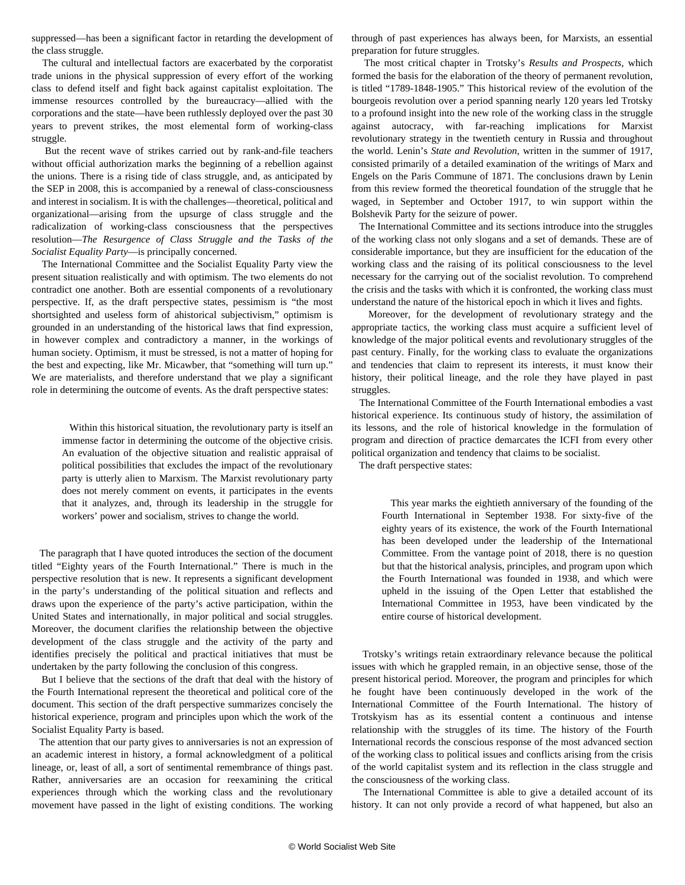suppressed—has been a significant factor in retarding the development of the class struggle.

The cultural and intellectual factors are exacerbated by the corporatist trade unions in the physical suppression of every effort of the working class to defend itself and fight back against capitalist exploitation. The immense resources controlled by the bureaucracy—allied with the corporations and the state—have been ruthlessly deployed over the past 30 years to prevent strikes, the most elemental form of working-class struggle.

But the recent wave of strikes carried out by rank-and-file teachers without official authorization marks the beginning of a rebellion against the unions. There is a rising tide of class struggle, and, as anticipated by the SEP in 2008, this is accompanied by a renewal of class-consciousness and interest in socialism. It is with the challenges—theoretical, political and organizational—arising from the upsurge of class struggle and the radicalization of working-class consciousness that the perspectives resolution—*The Resurgence of Class Struggle and the Tasks of the Socialist Equality Party*—is principally concerned.

The International Committee and the Socialist Equality Party view the present situation realistically and with optimism. The two elements do not contradict one another. Both are essential components of a revolutionary perspective. If, as the draft perspective states, pessimism is "the most shortsighted and useless form of ahistorical subjectivism," optimism is grounded in an understanding of the historical laws that find expression, in however complex and contradictory a manner, in the workings of human society. Optimism, it must be stressed, is not a matter of hoping for the best and expecting, like Mr. Micawber, that "something will turn up." We are materialists, and therefore understand that we play a significant role in determining the outcome of events. As the draft perspective states:

> Within this historical situation, the revolutionary party is itself an immense factor in determining the outcome of the objective crisis. An evaluation of the objective situation and realistic appraisal of political possibilities that excludes the impact of the revolutionary party is utterly alien to Marxism. The Marxist revolutionary party does not merely comment on events, it participates in the events that it analyzes, and, through its leadership in the struggle for workers' power and socialism, strives to change the world.

The paragraph that I have quoted introduces the section of the document titled "Eighty years of the Fourth International." There is much in the perspective resolution that is new. It represents a significant development in the party's understanding of the political situation and reflects and draws upon the experience of the party's active participation, within the United States and internationally, in major political and social struggles. Moreover, the document clarifies the relationship between the objective development of the class struggle and the activity of the party and identifies precisely the political and practical initiatives that must be undertaken by the party following the conclusion of this congress.

But I believe that the sections of the draft that deal with the history of the Fourth International represent the theoretical and political core of the document. This section of the draft perspective summarizes concisely the historical experience, program and principles upon which the work of the Socialist Equality Party is based.

The attention that our party gives to anniversaries is not an expression of an academic interest in history, a formal acknowledgment of a political lineage, or, least of all, a sort of sentimental remembrance of things past. Rather, anniversaries are an occasion for reexamining the critical experiences through which the working class and the revolutionary movement have passed in the light of existing conditions. The working through of past experiences has always been, for Marxists, an essential preparation for future struggles.

The most critical chapter in Trotsky's *Results and Prospects*, which formed the basis for the elaboration of the theory of permanent revolution, is titled "1789-1848-1905." This historical review of the evolution of the bourgeois revolution over a period spanning nearly 120 years led Trotsky to a profound insight into the new role of the working class in the struggle against autocracy, with far-reaching implications for Marxist revolutionary strategy in the twentieth century in Russia and throughout the world. Lenin's *State and Revolution*, written in the summer of 1917, consisted primarily of a detailed examination of the writings of Marx and Engels on the Paris Commune of 1871. The conclusions drawn by Lenin from this review formed the theoretical foundation of the struggle that he waged, in September and October 1917, to win support within the Bolshevik Party for the seizure of power.

The International Committee and its sections introduce into the struggles of the working class not only slogans and a set of demands. These are of considerable importance, but they are insufficient for the education of the working class and the raising of its political consciousness to the level necessary for the carrying out of the socialist revolution. To comprehend the crisis and the tasks with which it is confronted, the working class must understand the nature of the historical epoch in which it lives and fights.

Moreover, for the development of revolutionary strategy and the appropriate tactics, the working class must acquire a sufficient level of knowledge of the major political events and revolutionary struggles of the past century. Finally, for the working class to evaluate the organizations and tendencies that claim to represent its interests, it must know their history, their political lineage, and the role they have played in past struggles.

The International Committee of the Fourth International embodies a vast historical experience. Its continuous study of history, the assimilation of its lessons, and the role of historical knowledge in the formulation of program and direction of practice demarcates the ICFI from every other political organization and tendency that claims to be socialist.

The draft perspective states:

> This year marks the eightieth anniversary of the founding of the Fourth International in September 1938. For sixty-five of the eighty years of its existence, the work of the Fourth International has been developed under the leadership of the International Committee. From the vantage point of 2018, there is no question but that the historical analysis, principles, and program upon which the Fourth International was founded in 1938, and which were upheld in the issuing of the Open Letter that established the International Committee in 1953, have been vindicated by the entire course of historical development.

Trotsky's writings retain extraordinary relevance because the political issues with which he grappled remain, in an objective sense, those of the present historical period. Moreover, the program and principles for which he fought have been continuously developed in the work of the International Committee of the Fourth International. The history of Trotskyism has as its essential content a continuous and intense relationship with the struggles of its time. The history of the Fourth International records the conscious response of the most advanced section of the working class to political issues and conflicts arising from the crisis of the world capitalist system and its reflection in the class struggle and the consciousness of the working class.

The International Committee is able to give a detailed account of its history. It can not only provide a record of what happened, but also an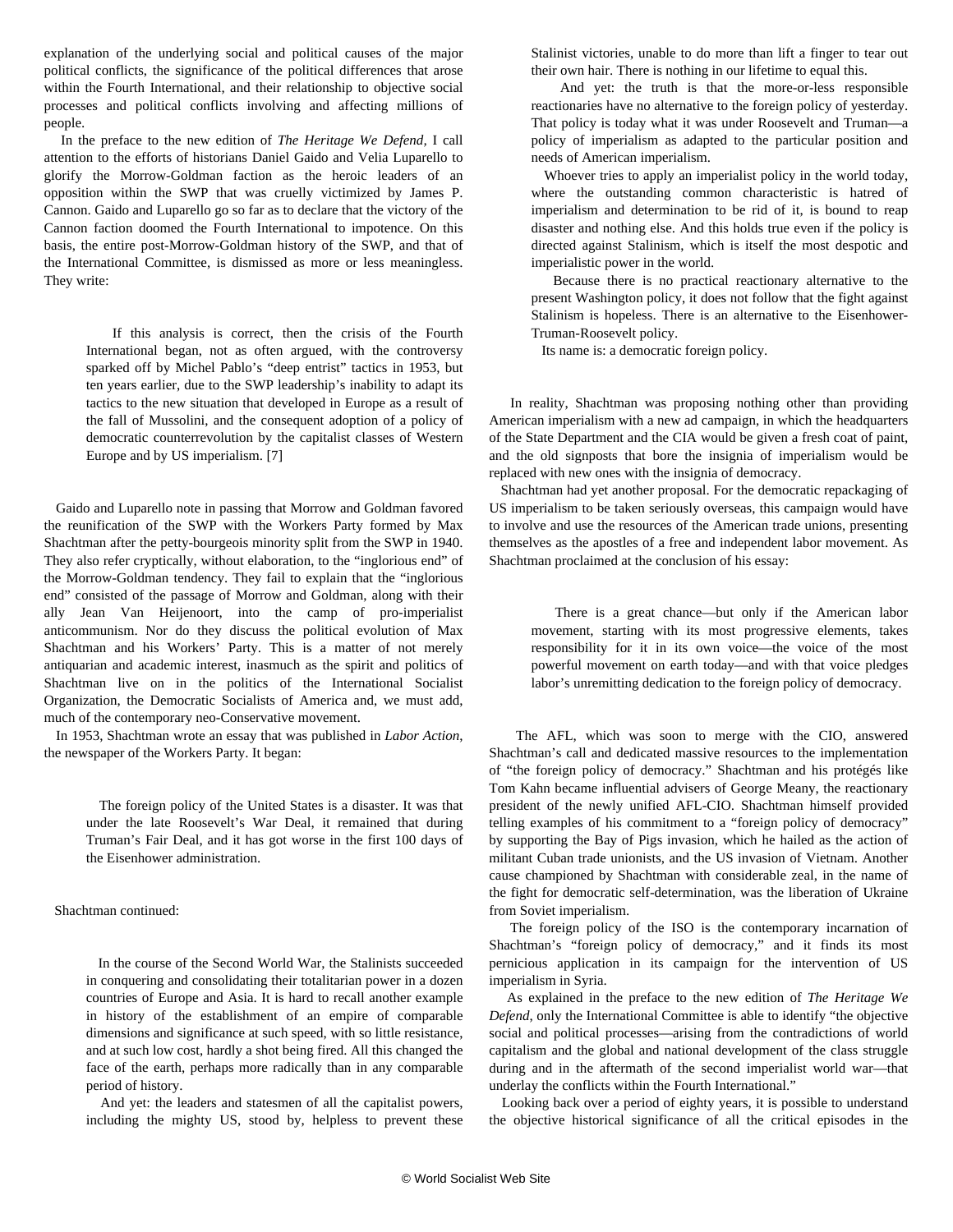explanation of the underlying social and political causes of the major political conflicts, the significance of the political differences that arose within the Fourth International, and their relationship to objective social processes and political conflicts involving and affecting millions of people.

In the preface to the new edition of *The Heritage We Defend,* I call attention to the efforts of historians Daniel Gaido and Velia Luparello to glorify the Morrow-Goldman faction as the heroic leaders of an opposition within the SWP that was cruelly victimized by James P. Cannon. Gaido and Luparello go so far as to declare that the victory of the Cannon faction doomed the Fourth International to impotence. On this basis, the entire post-Morrow-Goldman history of the SWP, and that of the International Committee, is dismissed as more or less meaningless. They write:

> If this analysis is correct, then the crisis of the Fourth International began, not as often argued, with the controversy sparked off by Michel Pablo's "deep entrist" tactics in 1953, but ten years earlier, due to the SWP leadership's inability to adapt its tactics to the new situation that developed in Europe as a result of the fall of Mussolini, and the consequent adoption of a policy of democratic counterrevolution by the capitalist classes of Western Europe and by US imperialism. [7]

Gaido and Luparello note in passing that Morrow and Goldman favored the reunification of the SWP with the Workers Party formed by Max Shachtman after the petty-bourgeois minority split from the SWP in 1940. They also refer cryptically, without elaboration, to the "inglorious end" of the Morrow-Goldman tendency. They fail to explain that the "inglorious end" consisted of the passage of Morrow and Goldman, along with their ally Jean Van Heijenoort, into the camp of pro-imperialist anticommunism. Nor do they discuss the political evolution of Max Shachtman and his Workers' Party. This is a matter of not merely antiquarian and academic interest, inasmuch as the spirit and politics of Shachtman live on in the politics of the International Socialist Organization, the Democratic Socialists of America and, we must add, much of the contemporary neo-Conservative movement.

In 1953, Shachtman wrote an essay that was published in *Labor Action*, the newspaper of the Workers Party. It began:

> The foreign policy of the United States is a disaster. It was that under the late Roosevelt's War Deal, it remained that during Truman's Fair Deal, and it has got worse in the first 100 days of the Eisenhower administration.

Shachtman continued:

> In the course of the Second World War, the Stalinists succeeded in conquering and consolidating their totalitarian power in a dozen countries of Europe and Asia. It is hard to recall another example in history of the establishment of an empire of comparable dimensions and significance at such speed, with so little resistance, and at such low cost, hardly a shot being fired. All this changed the face of the earth, perhaps more radically than in any comparable period of history.
>
> And yet: the leaders and statesmen of all the capitalist powers, including the mighty US, stood by, helpless to prevent these Stalinist victories, unable to do more than lift a finger to tear out their own hair. There is nothing in our lifetime to equal this.
>
> And yet: the truth is that the more-or-less responsible reactionaries have no alternative to the foreign policy of yesterday. That policy is today what it was under Roosevelt and Truman—a policy of imperialism as adapted to the particular position and needs of American imperialism.
>
> Whoever tries to apply an imperialist policy in the world today, where the outstanding common characteristic is hatred of imperialism and determination to be rid of it, is bound to reap disaster and nothing else. And this holds true even if the policy is directed against Stalinism, which is itself the most despotic and imperialistic power in the world.
>
> Because there is no practical reactionary alternative to the present Washington policy, it does not follow that the fight against Stalinism is hopeless. There is an alternative to the Eisenhower-Truman-Roosevelt policy.
>
> Its name is: a democratic foreign policy.

In reality, Shachtman was proposing nothing other than providing American imperialism with a new ad campaign, in which the headquarters of the State Department and the CIA would be given a fresh coat of paint, and the old signposts that bore the insignia of imperialism would be replaced with new ones with the insignia of democracy.

Shachtman had yet another proposal. For the democratic repackaging of US imperialism to be taken seriously overseas, this campaign would have to involve and use the resources of the American trade unions, presenting themselves as the apostles of a free and independent labor movement. As Shachtman proclaimed at the conclusion of his essay:

> There is a great chance—but only if the American labor movement, starting with its most progressive elements, takes responsibility for it in its own voice—the voice of the most powerful movement on earth today—and with that voice pledges labor's unremitting dedication to the foreign policy of democracy.

The AFL, which was soon to merge with the CIO, answered Shachtman's call and dedicated massive resources to the implementation of "the foreign policy of democracy." Shachtman and his protégés like Tom Kahn became influential advisers of George Meany, the reactionary president of the newly unified AFL-CIO. Shachtman himself provided telling examples of his commitment to a "foreign policy of democracy" by supporting the Bay of Pigs invasion, which he hailed as the action of militant Cuban trade unionists, and the US invasion of Vietnam. Another cause championed by Shachtman with considerable zeal, in the name of the fight for democratic self-determination, was the liberation of Ukraine from Soviet imperialism.

The foreign policy of the ISO is the contemporary incarnation of Shachtman's "foreign policy of democracy," and it finds its most pernicious application in its campaign for the intervention of US imperialism in Syria.

As explained in the preface to the new edition of *The Heritage We Defend*, only the International Committee is able to identify "the objective social and political processes—arising from the contradictions of world capitalism and the global and national development of the class struggle during and in the aftermath of the second imperialist world war—that underlay the conflicts within the Fourth International."

Looking back over a period of eighty years, it is possible to understand the objective historical significance of all the critical episodes in the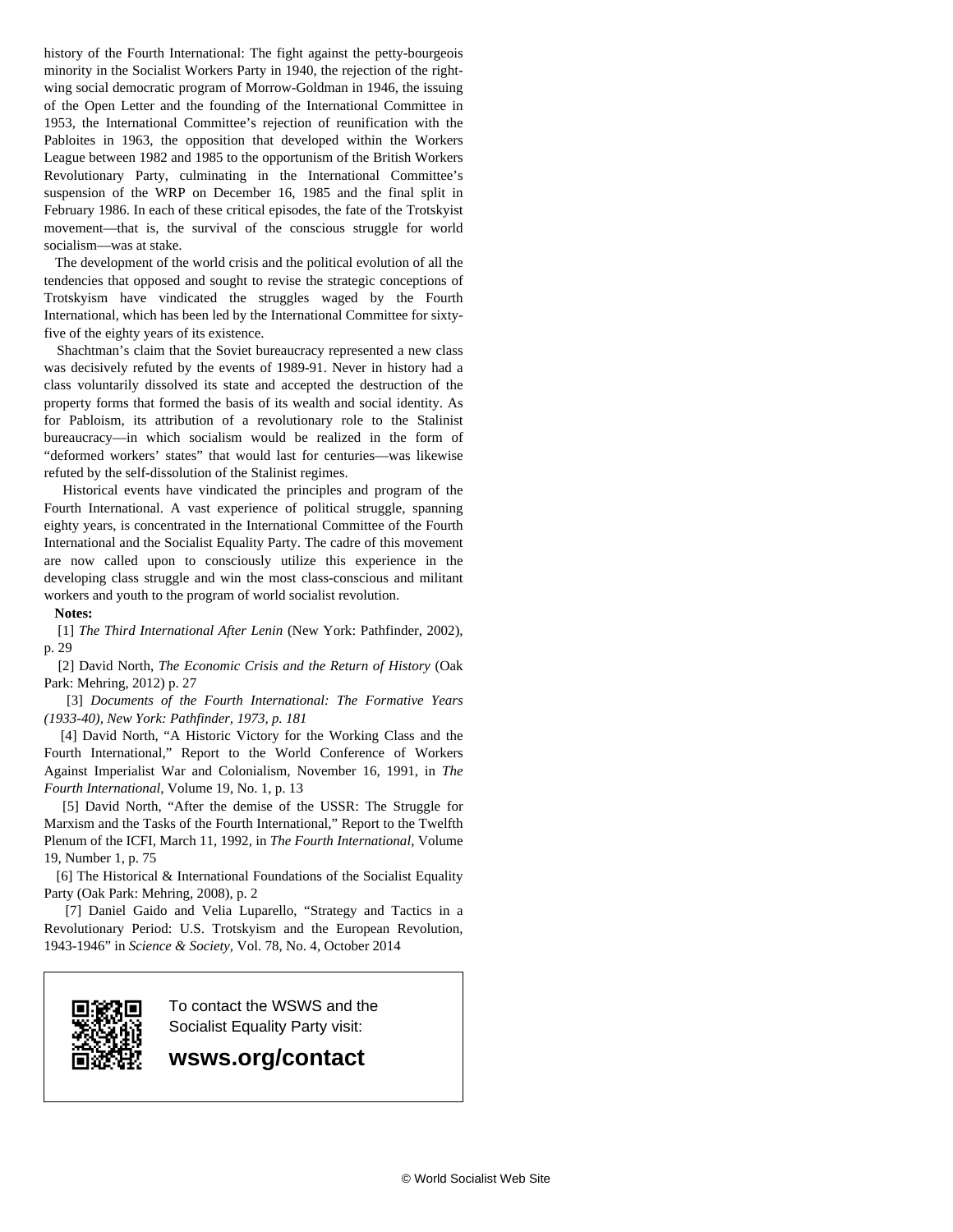history of the Fourth International: The fight against the petty-bourgeois minority in the Socialist Workers Party in 1940, the rejection of the right-wing social democratic program of Morrow-Goldman in 1946, the issuing of the Open Letter and the founding of the International Committee in 1953, the International Committee's rejection of reunification with the Pabloites in 1963, the opposition that developed within the Workers League between 1982 and 1985 to the opportunism of the British Workers Revolutionary Party, culminating in the International Committee's suspension of the WRP on December 16, 1985 and the final split in February 1986. In each of these critical episodes, the fate of the Trotskyist movement—that is, the survival of the conscious struggle for world socialism—was at stake.

The development of the world crisis and the political evolution of all the tendencies that opposed and sought to revise the strategic conceptions of Trotskyism have vindicated the struggles waged by the Fourth International, which has been led by the International Committee for sixty-five of the eighty years of its existence.

Shachtman's claim that the Soviet bureaucracy represented a new class was decisively refuted by the events of 1989-91. Never in history had a class voluntarily dissolved its state and accepted the destruction of the property forms that formed the basis of its wealth and social identity. As for Pabloism, its attribution of a revolutionary role to the Stalinist bureaucracy—in which socialism would be realized in the form of "deformed workers' states" that would last for centuries—was likewise refuted by the self-dissolution of the Stalinist regimes.

Historical events have vindicated the principles and program of the Fourth International. A vast experience of political struggle, spanning eighty years, is concentrated in the International Committee of the Fourth International and the Socialist Equality Party. The cadre of this movement are now called upon to consciously utilize this experience in the developing class struggle and win the most class-conscious and militant workers and youth to the program of world socialist revolution.

**Notes:**

[1] *The Third International After Lenin* (New York: Pathfinder, 2002), p. 29

[2] David North, *The Economic Crisis and the Return of History* (Oak Park: Mehring, 2012) p. 27

[3] *Documents of the Fourth International: The Formative Years (1933-40), New York: Pathfinder, 1973, p. 181*

[4] David North, "A Historic Victory for the Working Class and the Fourth International," Report to the World Conference of Workers Against Imperialist War and Colonialism, November 16, 1991, in *The Fourth International*, Volume 19, No. 1, p. 13

[5] David North, "After the demise of the USSR: The Struggle for Marxism and the Tasks of the Fourth International," Report to the Twelfth Plenum of the ICFI, March 11, 1992, in *The Fourth International*, Volume 19, Number 1, p. 75

[6] The Historical & International Foundations of the Socialist Equality Party (Oak Park: Mehring, 2008), p. 2

[7] Daniel Gaido and Velia Luparello, "Strategy and Tactics in a Revolutionary Period: U.S. Trotskyism and the European Revolution, 1943-1946" in *Science & Society*, Vol. 78, No. 4, October 2014

To contact the WSWS and the Socialist Equality Party visit:

**wsws.org/contact**